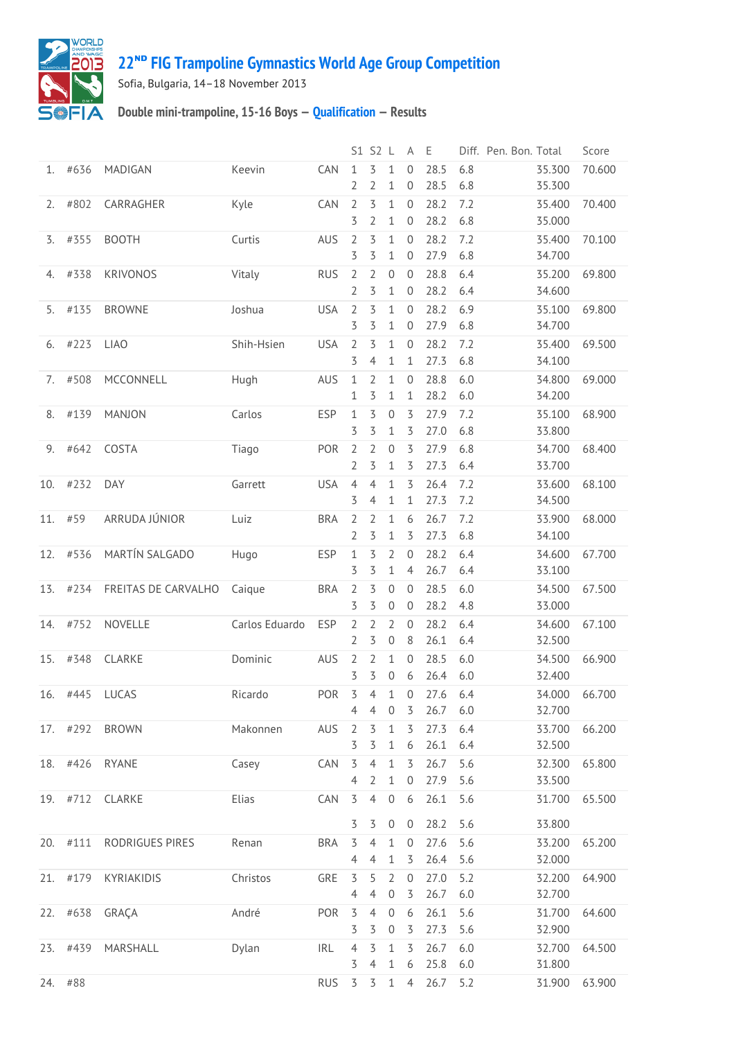## 22ND FIG Trampoline Gymnastics World Age Group Competition

Sofia, Bulgaria, 14–18 November 2013

### Double mini-trampoline, 15-16 Boys — Qualification — Results

| | | | | | S1 | S2 | L | A | E | Diff. | Pen. | Bon. | Total | Score |
|---|---|---|---|---|---|---|---|---|---|---|---|---|---|---|
| 1. | #636 | MADIGAN | Keevin | CAN | 1 | 3 | 1 | 0 | 28.5 | 6.8 | | | 35.300 | 70.600 |
| | | | | | 2 | 2 | 1 | 0 | 28.5 | 6.8 | | | 35.300 | |
| 2. | #802 | CARRAGHER | Kyle | CAN | 2 | 3 | 1 | 0 | 28.2 | 7.2 | | | 35.400 | 70.400 |
| | | | | | 3 | 2 | 1 | 0 | 28.2 | 6.8 | | | 35.000 | |
| 3. | #355 | BOOTH | Curtis | AUS | 2 | 3 | 1 | 0 | 28.2 | 7.2 | | | 35.400 | 70.100 |
| | | | | | 3 | 3 | 1 | 0 | 27.9 | 6.8 | | | 34.700 | |
| 4. | #338 | KRIVONOS | Vitaly | RUS | 2 | 2 | 0 | 0 | 28.8 | 6.4 | | | 35.200 | 69.800 |
| | | | | | 2 | 3 | 1 | 0 | 28.2 | 6.4 | | | 34.600 | |
| 5. | #135 | BROWNE | Joshua | USA | 2 | 3 | 1 | 0 | 28.2 | 6.9 | | | 35.100 | 69.800 |
| | | | | | 3 | 3 | 1 | 0 | 27.9 | 6.8 | | | 34.700 | |
| 6. | #223 | LIAO | Shih-Hsien | USA | 2 | 3 | 1 | 0 | 28.2 | 7.2 | | | 35.400 | 69.500 |
| | | | | | 3 | 4 | 1 | 1 | 27.3 | 6.8 | | | 34.100 | |
| 7. | #508 | MCCONNELL | Hugh | AUS | 1 | 2 | 1 | 0 | 28.8 | 6.0 | | | 34.800 | 69.000 |
| | | | | | 1 | 3 | 1 | 1 | 28.2 | 6.0 | | | 34.200 | |
| 8. | #139 | MANJON | Carlos | ESP | 1 | 3 | 0 | 3 | 27.9 | 7.2 | | | 35.100 | 68.900 |
| | | | | | 3 | 3 | 1 | 3 | 27.0 | 6.8 | | | 33.800 | |
| 9. | #642 | COSTA | Tiago | POR | 2 | 2 | 0 | 3 | 27.9 | 6.8 | | | 34.700 | 68.400 |
| | | | | | 2 | 3 | 1 | 3 | 27.3 | 6.4 | | | 33.700 | |
| 10. | #232 | DAY | Garrett | USA | 4 | 4 | 1 | 3 | 26.4 | 7.2 | | | 33.600 | 68.100 |
| | | | | | 3 | 4 | 1 | 1 | 27.3 | 7.2 | | | 34.500 | |
| 11. | #59 | ARRUDA JÚNIOR | Luiz | BRA | 2 | 2 | 1 | 6 | 26.7 | 7.2 | | | 33.900 | 68.000 |
| | | | | | 2 | 3 | 1 | 3 | 27.3 | 6.8 | | | 34.100 | |
| 12. | #536 | MARTÍN SALGADO | Hugo | ESP | 1 | 3 | 2 | 0 | 28.2 | 6.4 | | | 34.600 | 67.700 |
| | | | | | 3 | 3 | 1 | 4 | 26.7 | 6.4 | | | 33.100 | |
| 13. | #234 | FREITAS DE CARVALHO | Caique | BRA | 2 | 3 | 0 | 0 | 28.5 | 6.0 | | | 34.500 | 67.500 |
| | | | | | 3 | 3 | 0 | 0 | 28.2 | 4.8 | | | 33.000 | |
| 14. | #752 | NOVELLE | Carlos Eduardo | ESP | 2 | 2 | 2 | 0 | 28.2 | 6.4 | | | 34.600 | 67.100 |
| | | | | | 2 | 3 | 0 | 8 | 26.1 | 6.4 | | | 32.500 | |
| 15. | #348 | CLARKE | Dominic | AUS | 2 | 2 | 1 | 0 | 28.5 | 6.0 | | | 34.500 | 66.900 |
| | | | | | 3 | 3 | 0 | 6 | 26.4 | 6.0 | | | 32.400 | |
| 16. | #445 | LUCAS | Ricardo | POR | 3 | 4 | 1 | 0 | 27.6 | 6.4 | | | 34.000 | 66.700 |
| | | | | | 4 | 4 | 0 | 3 | 26.7 | 6.0 | | | 32.700 | |
| 17. | #292 | BROWN | Makonnen | AUS | 2 | 3 | 1 | 3 | 27.3 | 6.4 | | | 33.700 | 66.200 |
| | | | | | 3 | 3 | 1 | 6 | 26.1 | 6.4 | | | 32.500 | |
| 18. | #426 | RYANE | Casey | CAN | 3 | 4 | 1 | 3 | 26.7 | 5.6 | | | 32.300 | 65.800 |
| | | | | | 4 | 2 | 1 | 0 | 27.9 | 5.6 | | | 33.500 | |
| 19. | #712 | CLARKE | Elias | CAN | 3 | 4 | 0 | 6 | 26.1 | 5.6 | | | 31.700 | 65.500 |
| | | | | | 3 | 3 | 0 | 0 | 28.2 | 5.6 | | | 33.800 | |
| 20. | #111 | RODRIGUES PIRES | Renan | BRA | 3 | 4 | 1 | 0 | 27.6 | 5.6 | | | 33.200 | 65.200 |
| | | | | | 4 | 4 | 1 | 3 | 26.4 | 5.6 | | | 32.000 | |
| 21. | #179 | KYRIAKIDIS | Christos | GRE | 3 | 5 | 2 | 0 | 27.0 | 5.2 | | | 32.200 | 64.900 |
| | | | | | 4 | 4 | 0 | 3 | 26.7 | 6.0 | | | 32.700 | |
| 22. | #638 | GRAÇA | André | POR | 3 | 4 | 0 | 6 | 26.1 | 5.6 | | | 31.700 | 64.600 |
| | | | | | 3 | 3 | 0 | 3 | 27.3 | 5.6 | | | 32.900 | |
| 23. | #439 | MARSHALL | Dylan | IRL | 4 | 3 | 1 | 3 | 26.7 | 6.0 | | | 32.700 | 64.500 |
| | | | | | 3 | 4 | 1 | 6 | 25.8 | 6.0 | | | 31.800 | |
| 24. | #88 | | | RUS | 3 | 3 | 1 | 4 | 26.7 | 5.2 | | | 31.900 | 63.900 |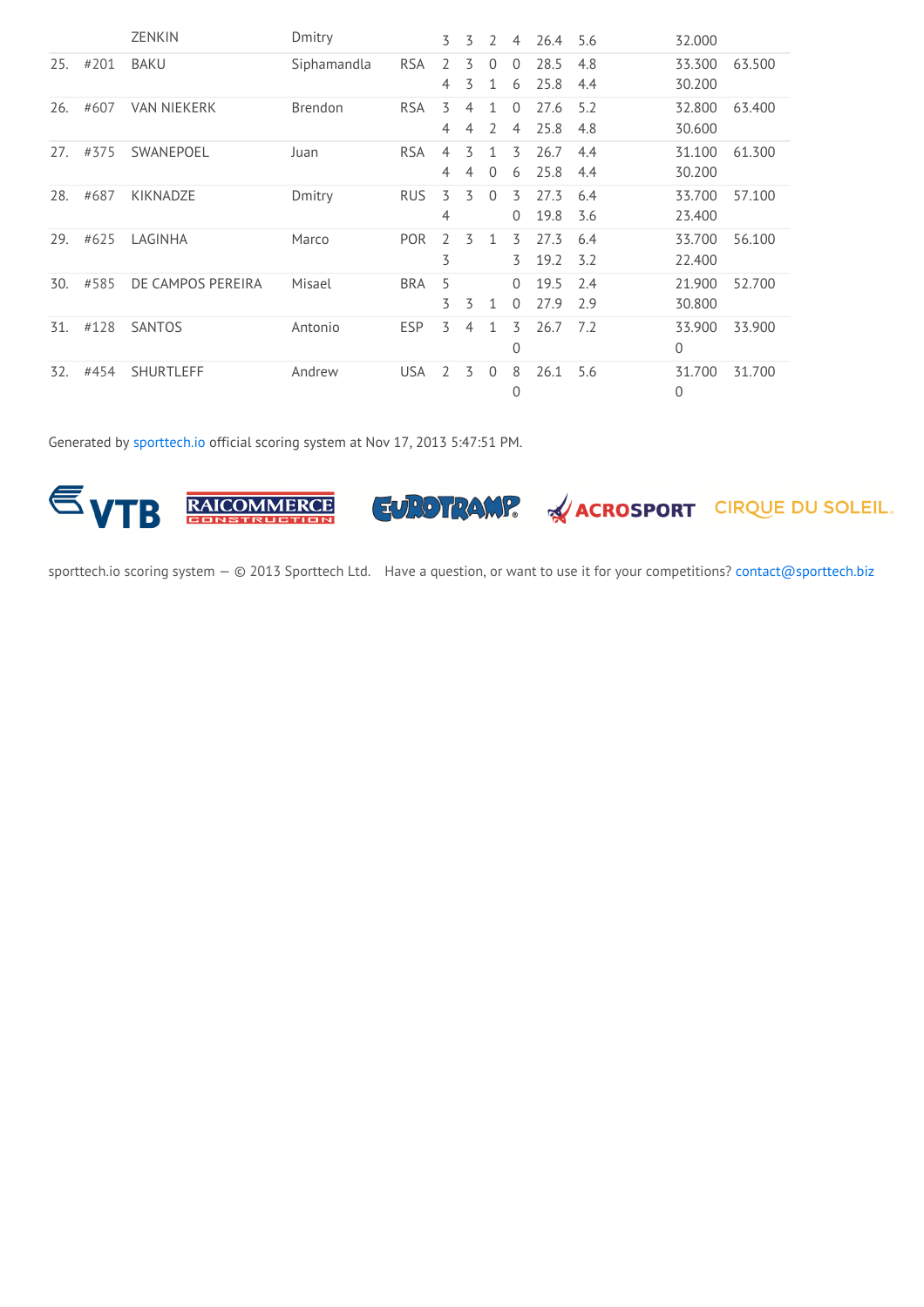| | | | | | | | | | | | | |
|---|---|---|---|---|---|---|---|---|---|---|---|---|
| | | ZENKIN | Dmitry | | 3 | 3 | 2 | 4 | 26.4 | 5.6 | 32.000 | |
| 25. | #201 | BAKU | Siphamandla | RSA | 2 | 3 | 0 | 0 | 28.5 | 4.8 | 33.300 | 63.500 |
| | | | | | 4 | 3 | 1 | 6 | 25.8 | 4.4 | 30.200 | |
| 26. | #607 | VAN NIEKERK | Brendon | RSA | 3 | 4 | 1 | 0 | 27.6 | 5.2 | 32.800 | 63.400 |
| | | | | | 4 | 4 | 2 | 4 | 25.8 | 4.8 | 30.600 | |
| 27. | #375 | SWANEPOEL | Juan | RSA | 4 | 3 | 1 | 3 | 26.7 | 4.4 | 31.100 | 61.300 |
| | | | | | 4 | 4 | 0 | 6 | 25.8 | 4.4 | 30.200 | |
| 28. | #687 | KIKNADZE | Dmitry | RUS | 3 | 3 | 0 | 3 | 27.3 | 6.4 | 33.700 | 57.100 |
| | | | | | 4 | | | 0 | 19.8 | 3.6 | 23.400 | |
| 29. | #625 | LAGINHA | Marco | POR | 2 | 3 | 1 | 3 | 27.3 | 6.4 | 33.700 | 56.100 |
| | | | | | 3 | | | 3 | 19.2 | 3.2 | 22.400 | |
| 30. | #585 | DE CAMPOS PEREIRA | Misael | BRA | 5 | | | 0 | 19.5 | 2.4 | 21.900 | 52.700 |
| | | | | | 3 | 3 | 1 | 0 | 27.9 | 2.9 | 30.800 | |
| 31. | #128 | SANTOS | Antonio | ESP | 3 | 4 | 1 | 3 | 26.7 | 7.2 | 33.900 | 33.900 |
| | | | | | | | | 0 | | | 0 | |
| 32. | #454 | SHURTLEFF | Andrew | USA | 2 | 3 | 0 | 8 | 26.1 | 5.6 | 31.700 | 31.700 |
| | | | | | | | | 0 | | | 0 | |

Generated by sporttech.io official scoring system at Nov 17, 2013 5:47:51 PM.

VTB RAICOMMERCE CONSTRUCTION EUROTRAMP ACROSPORT CIRQUE DU SOLEIL

sporttech.io scoring system — © 2013 Sporttech Ltd. Have a question, or want to use it for your competitions? contact@sporttech.biz